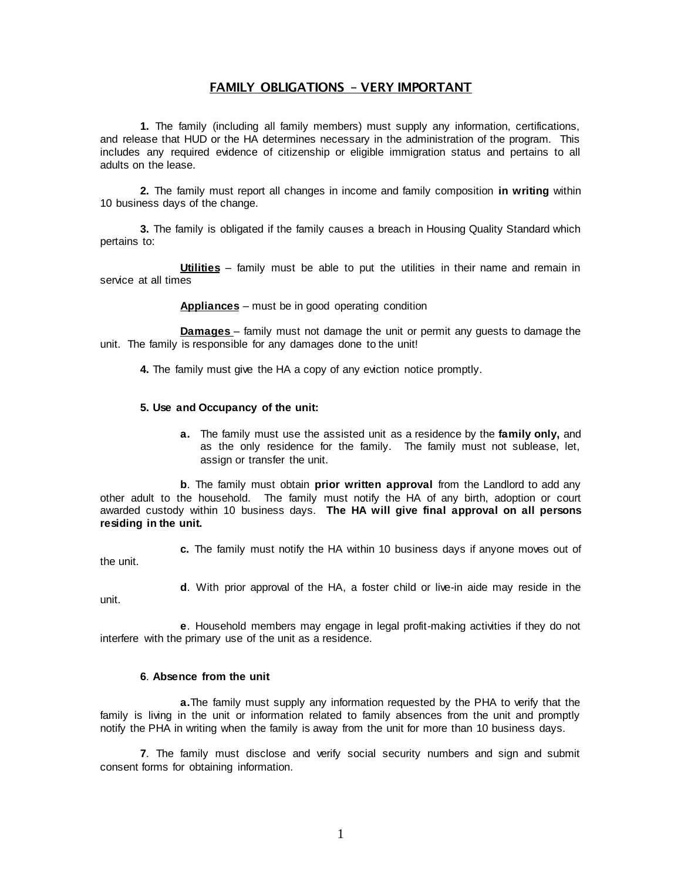## FAMILY OBLIGATIONS – VERY IMPORTANT

**1.** The family (including all family members) must supply any information, certifications, and release that HUD or the HA determines necessary in the administration of the program. This includes any required evidence of citizenship or eligible immigration status and pertains to all adults on the lease.

**2.** The family must report all changes in income and family composition **in writing** within 10 business days of the change.

**3.** The family is obligated if the family causes a breach in Housing Quality Standard which pertains to:

**Utilities** – family must be able to put the utilities in their name and remain in service at all times

**Appliances** – must be in good operating condition

**Damages** – family must not damage the unit or permit any guests to damage the unit. The family is responsible for any damages done to the unit!

**4.** The family must give the HA a copy of any eviction notice promptly.

**5. Use and Occupancy of the unit:**

**a.** The family must use the assisted unit as a residence by the **family only,** and as the only residence for the family. The family must not sublease, let, assign or transfer the unit.

**b**. The family must obtain **prior written approval** from the Landlord to add any other adult to the household. The family must notify the HA of any birth, adoption or court awarded custody within 10 business days. **The HA will give final approval on all persons residing in the unit.**

**c.** The family must notify the HA within 10 business days if anyone moves out of the unit.

**d**. With prior approval of the HA, a foster child or live-in aide may reside in the unit.

**e**. Household members may engage in legal profit-making activities if they do not interfere with the primary use of the unit as a residence.

**6**. **Absence from the unit**

**a.** The family must supply any information requested by the PHA to verify that the family is living in the unit or information related to family absences from the unit and promptly notify the PHA in writing when the family is away from the unit for more than 10 business days.

**7**. The family must disclose and verify social security numbers and sign and submit consent forms for obtaining information.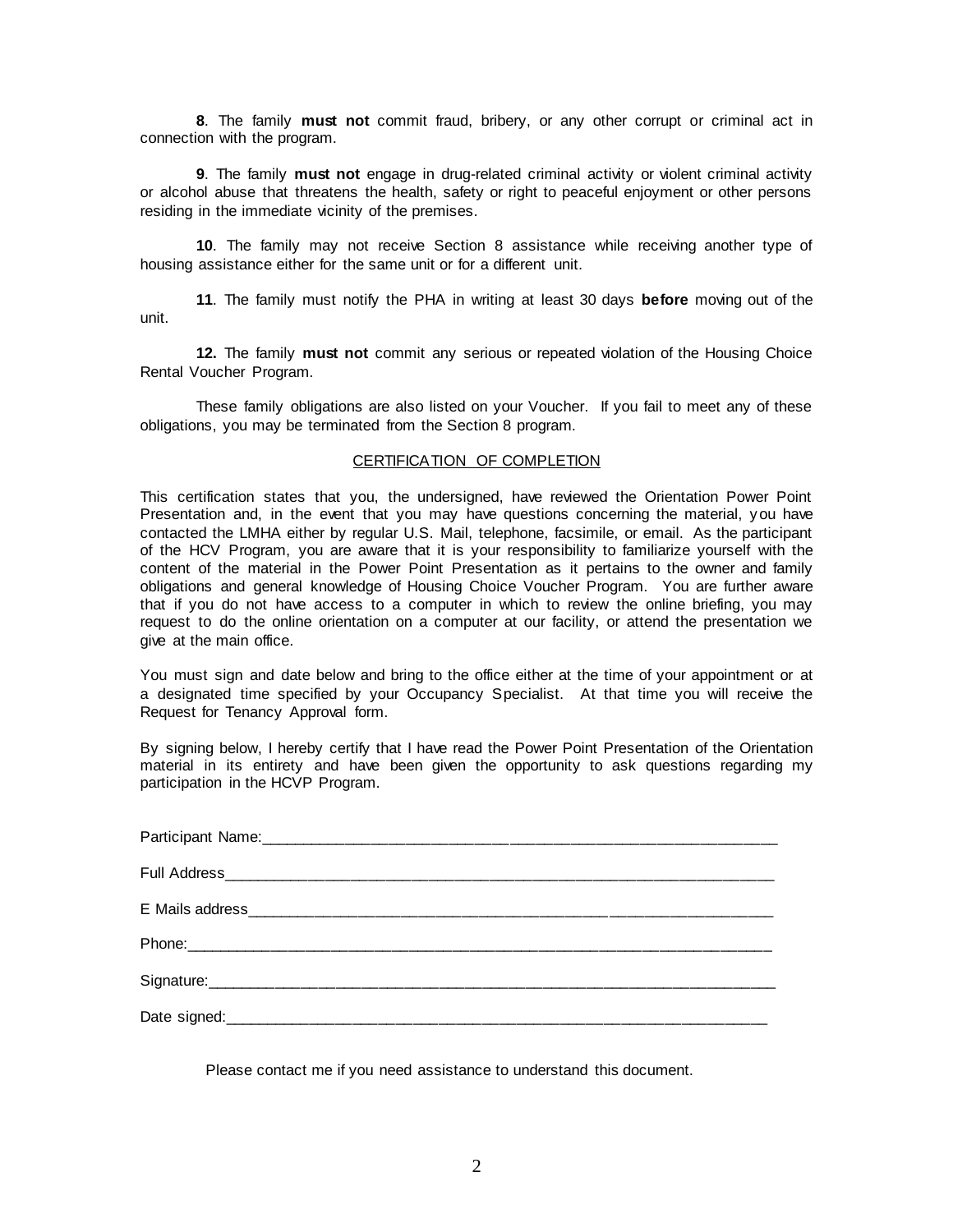**8**. The family **must not** commit fraud, bribery, or any other corrupt or criminal act in connection with the program.

**9**. The family **must not** engage in drug-related criminal activity or violent criminal activity or alcohol abuse that threatens the health, safety or right to peaceful enjoyment or other persons residing in the immediate vicinity of the premises.

**10**. The family may not receive Section 8 assistance while receiving another type of housing assistance either for the same unit or for a different unit.

**11**. The family must notify the PHA in writing at least 30 days **before** moving out of the unit.

**12.** The family **must not** commit any serious or repeated violation of the Housing Choice Rental Voucher Program.

These family obligations are also listed on your Voucher. If you fail to meet any of these obligations, you may be terminated from the Section 8 program.

## CERTIFICATION OF COMPLETION

This certification states that you, the undersigned, have reviewed the Orientation Power Point Presentation and, in the event that you may have questions concerning the material, you have contacted the LMHA either by regular U.S. Mail, telephone, facsimile, or email. As the participant of the HCV Program, you are aware that it is your responsibility to familiarize yourself with the content of the material in the Power Point Presentation as it pertains to the owner and family obligations and general knowledge of Housing Choice Voucher Program. You are further aware that if you do not have access to a computer in which to review the online briefing, you may request to do the online orientation on a computer at our facility, or attend the presentation we give at the main office.

You must sign and date below and bring to the office either at the time of your appointment or at a designated time specified by your Occupancy Specialist. At that time you will receive the Request for Tenancy Approval form.

By signing below, I hereby certify that I have read the Power Point Presentation of the Orientation material in its entirety and have been given the opportunity to ask questions regarding my participation in the HCVP Program.

Participant Name:_______________________________________________________________

Full Address_________________________________________________________________

E Mails address_______________________________________________________________

Phone:______________________________________________________________________

Signature:____________________________________________________________________

Date signed:__________________________________________________________________

Please contact me if you need assistance to understand this document.